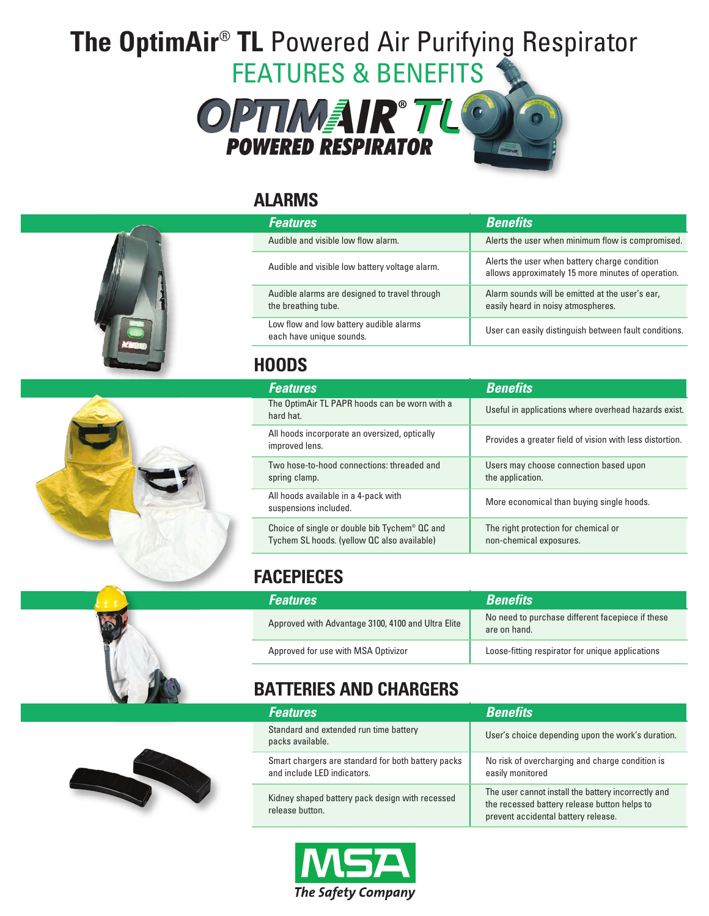# The OptimAir® TL Powered Air Purifying Respirator

## FEATURES & BENEFITS

OPTIMAIR® TL POWERED RESPIRATOR

## ALARMS

| Features | Benefits |
| --- | --- |
| Audible and visible low flow alarm. | Alerts the user when minimum flow is compromised. |
| Audible and visible low battery voltage alarm. | Alerts the user when battery charge condition allows approximately 15 more minutes of operation. |
| Audible alarms are designed to travel through the breathing tube. | Alarm sounds will be emitted at the user's ear, easily heard in noisy atmospheres. |
| Low flow and low battery audible alarms each have unique sounds. | User can easily distinguish between fault conditions. |

## HOODS

| Features | Benefits |
| --- | --- |
| The OptimAir TL PAPR hoods can be worn with a hard hat. | Useful in applications where overhead hazards exist. |
| All hoods incorporate an oversized, optically improved lens. | Provides a greater field of vision with less distortion. |
| Two hose-to-hood connections: threaded and spring clamp. | Users may choose connection based upon the application. |
| All hoods available in a 4-pack with suspensions included. | More economical than buying single hoods. |
| Choice of single or double bib Tychem® QC and Tychem SL hoods. (yellow QC also available) | The right protection for chemical or non-chemical exposures. |

## FACEPIECES

| Features | Benefits |
| --- | --- |
| Approved with Advantage 3100, 4100 and Ultra Elite | No need to purchase different facepiece if these are on hand. |
| Approved for use with MSA Optivizor | Loose-fitting respirator for unique applications |

## BATTERIES AND CHARGERS

| Features | Benefits |
| --- | --- |
| Standard and extended run time battery packs available. | User's choice depending upon the work's duration. |
| Smart chargers are standard for both battery packs and include LED indicators. | No risk of overcharging and charge condition is easily monitored |
| Kidney shaped battery pack design with recessed release button. | The user cannot install the battery incorrectly and the recessed battery release button helps to prevent accidental battery release. |

MSA
*The Safety Company*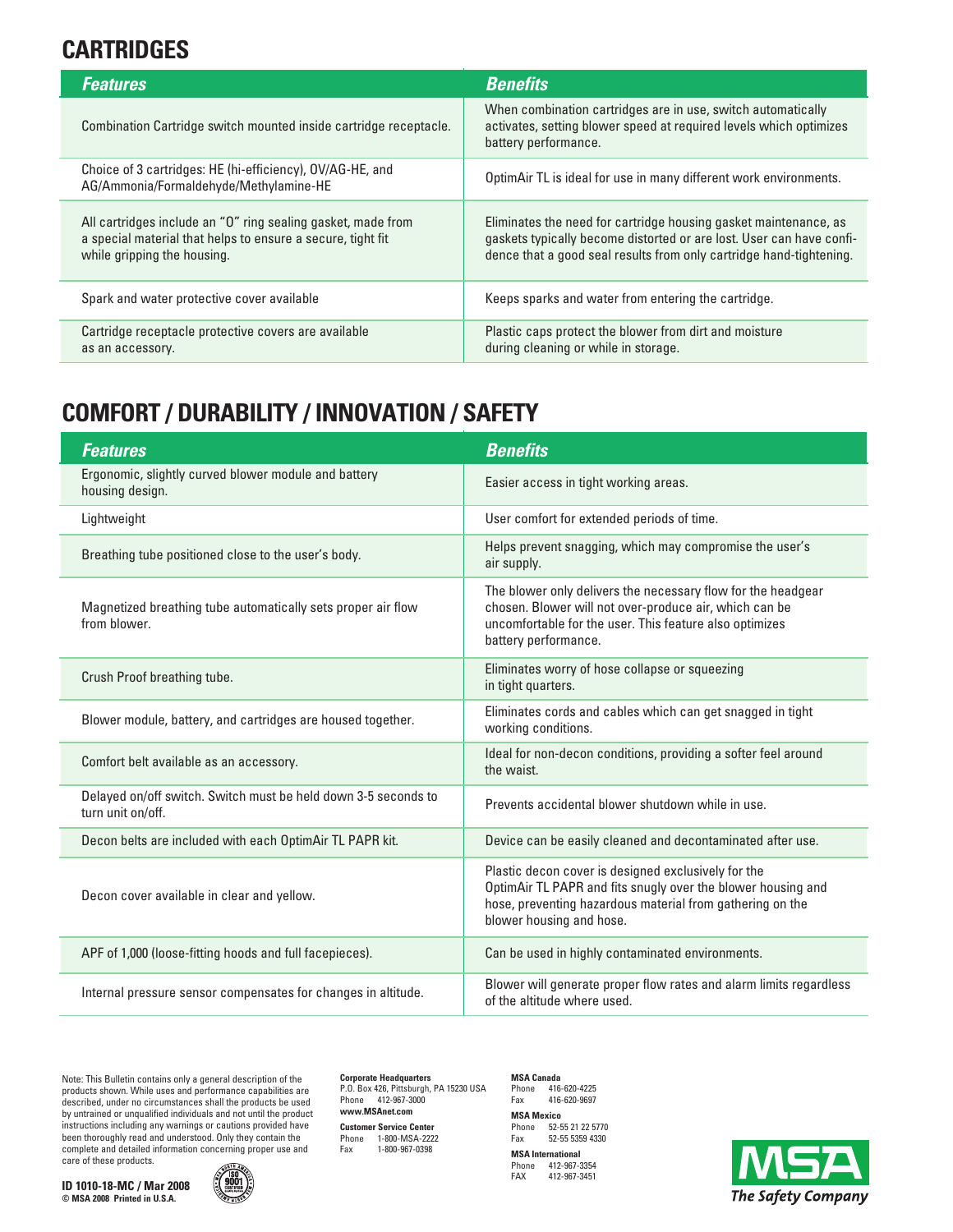## CARTRIDGES

| *Features* | *Benefits* |
|---|---|
| Combination Cartridge switch mounted inside cartridge receptacle. | When combination cartridges are in use, switch automatically activates, setting blower speed at required levels which optimizes battery performance. |
| Choice of 3 cartridges: HE (hi-efficiency), OV/AG-HE, and AG/Ammonia/Formaldehyde/Methylamine-HE | OptimAir TL is ideal for use in many different work environments. |
| All cartridges include an "O" ring sealing gasket, made from a special material that helps to ensure a secure, tight fit while gripping the housing. | Eliminates the need for cartridge housing gasket maintenance, as gaskets typically become distorted or are lost. User can have confidence that a good seal results from only cartridge hand-tightening. |
| Spark and water protective cover available | Keeps sparks and water from entering the cartridge. |
| Cartridge receptacle protective covers are available as an accessory. | Plastic caps protect the blower from dirt and moisture during cleaning or while in storage. |

## COMFORT / DURABILITY / INNOVATION / SAFETY

| *Features* | *Benefits* |
|---|---|
| Ergonomic, slightly curved blower module and battery housing design. | Easier access in tight working areas. |
| Lightweight | User comfort for extended periods of time. |
| Breathing tube positioned close to the user's body. | Helps prevent snagging, which may compromise the user's air supply. |
| Magnetized breathing tube automatically sets proper air flow from blower. | The blower only delivers the necessary flow for the headgear chosen. Blower will not over-produce air, which can be uncomfortable for the user. This feature also optimizes battery performance. |
| Crush Proof breathing tube. | Eliminates worry of hose collapse or squeezing in tight quarters. |
| Blower module, battery, and cartridges are housed together. | Eliminates cords and cables which can get snagged in tight working conditions. |
| Comfort belt available as an accessory. | Ideal for non-decon conditions, providing a softer feel around the waist. |
| Delayed on/off switch. Switch must be held down 3-5 seconds to turn unit on/off. | Prevents accidental blower shutdown while in use. |
| Decon belts are included with each OptimAir TL PAPR kit. | Device can be easily cleaned and decontaminated after use. |
| Decon cover available in clear and yellow. | Plastic decon cover is designed exclusively for the OptimAir TL PAPR and fits snugly over the blower housing and hose, preventing hazardous material from gathering on the blower housing and hose. |
| APF of 1,000 (loose-fitting hoods and full facepieces). | Can be used in highly contaminated environments. |
| Internal pressure sensor compensates for changes in altitude. | Blower will generate proper flow rates and alarm limits regardless of the altitude where used. |

Note: This Bulletin contains only a general description of the products shown. While uses and performance capabilities are described, under no circumstances shall the products be used by untrained or unqualified individuals and not until the product instructions including any warnings or cautions provided have been thoroughly read and understood. Only they contain the complete and detailed information concerning proper use and care of these products.

**ID 1010-18-MC / Mar 2008**
**© MSA 2008 Printed in U.S.A.**

**Corporate Headquarters**
P.O. Box 426, Pittsburgh, PA 15230 USA
Phone 412-967-3000
**www.MSAnet.com**

**Customer Service Center**
Phone 1-800-MSA-2222
Fax 1-800-967-0398

**MSA Canada**
Phone 416-620-4225
Fax 416-620-9697

**MSA Mexico**
Phone 52-55 21 22 5770
Fax 52-55 5359 4330

**MSA International**
Phone 412-967-3354
FAX 412-967-3451

MSA
*The Safety Company*